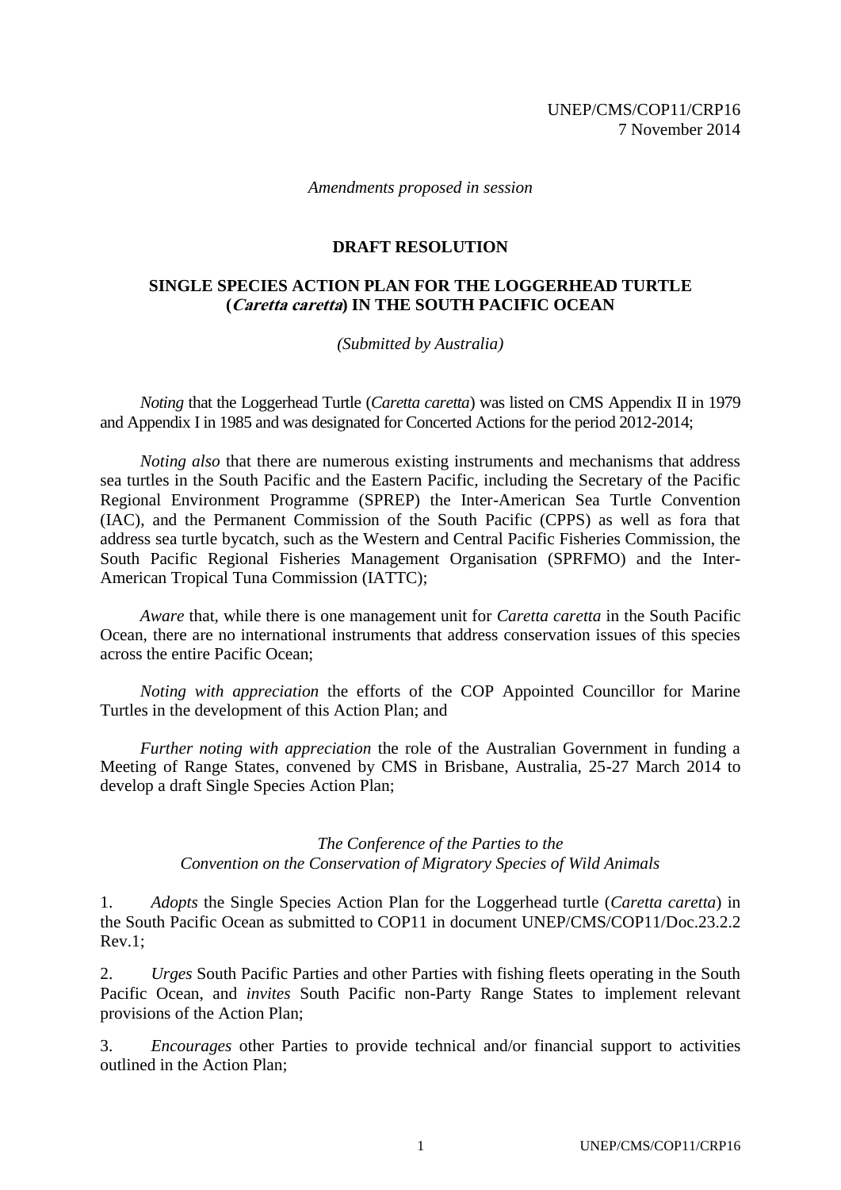UNEP/CMS/COP11/CRP16
7 November 2014

*Amendments proposed in session*

## DRAFT RESOLUTION

## SINGLE SPECIES ACTION PLAN FOR THE LOGGERHEAD TURTLE (*Caretta caretta*) IN THE SOUTH PACIFIC OCEAN

*(Submitted by Australia)*

*Noting* that the Loggerhead Turtle (*Caretta caretta*) was listed on CMS Appendix II in 1979 and Appendix I in 1985 and was designated for Concerted Actions for the period 2012-2014;

*Noting also* that there are numerous existing instruments and mechanisms that address sea turtles in the South Pacific and the Eastern Pacific, including the Secretary of the Pacific Regional Environment Programme (SPREP) the Inter-American Sea Turtle Convention (IAC), and the Permanent Commission of the South Pacific (CPPS) as well as fora that address sea turtle bycatch, such as the Western and Central Pacific Fisheries Commission, the South Pacific Regional Fisheries Management Organisation (SPRFMO) and the Inter-American Tropical Tuna Commission (IATTC);

*Aware* that, while there is one management unit for *Caretta caretta* in the South Pacific Ocean, there are no international instruments that address conservation issues of this species across the entire Pacific Ocean;

*Noting with appreciation* the efforts of the COP Appointed Councillor for Marine Turtles in the development of this Action Plan; and

*Further noting with appreciation* the role of the Australian Government in funding a Meeting of Range States, convened by CMS in Brisbane, Australia, 25-27 March 2014 to develop a draft Single Species Action Plan;

*The Conference of the Parties to the Convention on the Conservation of Migratory Species of Wild Animals*

1. *Adopts* the Single Species Action Plan for the Loggerhead turtle (*Caretta caretta*) in the South Pacific Ocean as submitted to COP11 in document UNEP/CMS/COP11/Doc.23.2.2 Rev.1;

2. *Urges* South Pacific Parties and other Parties with fishing fleets operating in the South Pacific Ocean, and *invites* South Pacific non-Party Range States to implement relevant provisions of the Action Plan;

3. *Encourages* other Parties to provide technical and/or financial support to activities outlined in the Action Plan;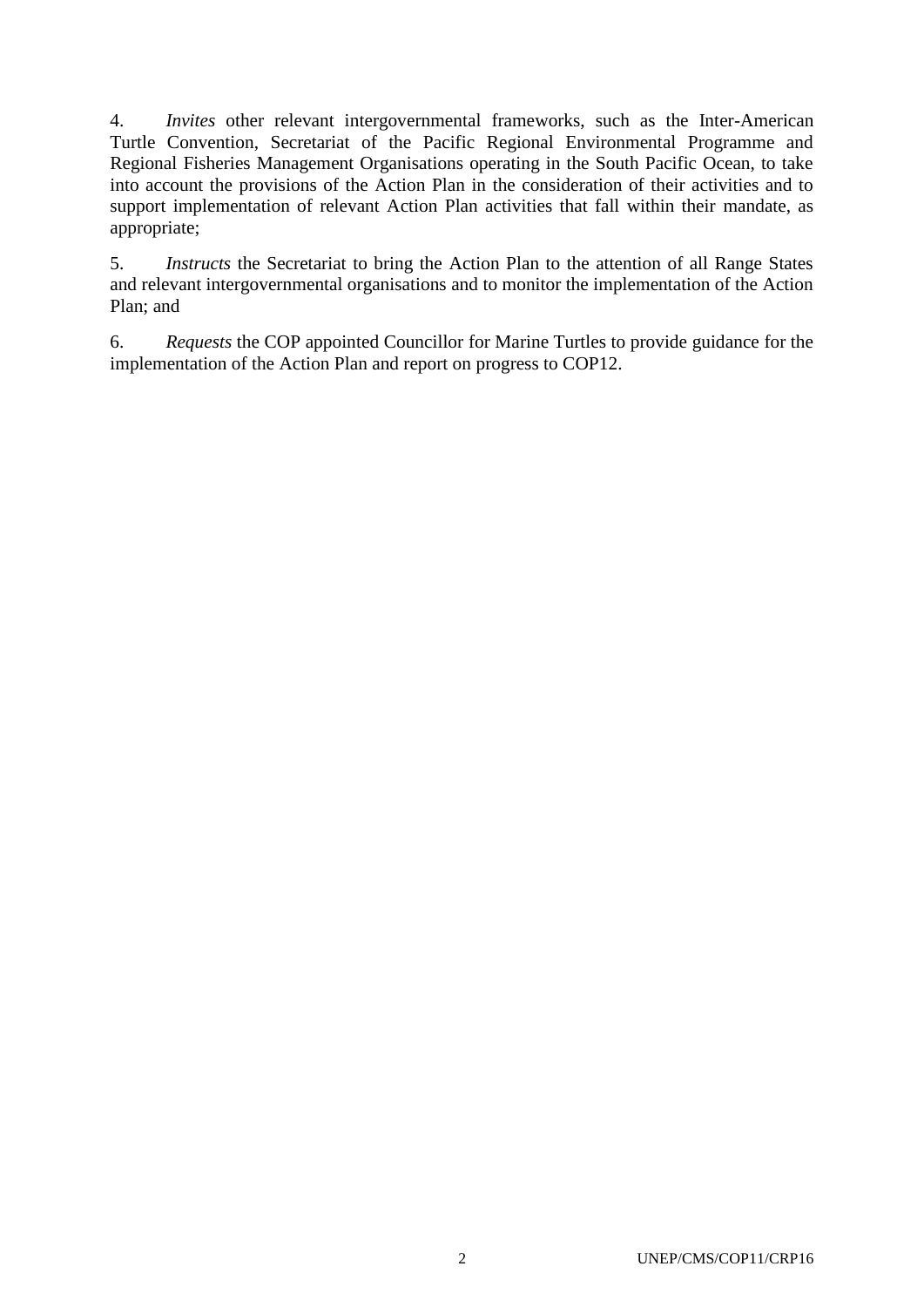4. *Invites* other relevant intergovernmental frameworks, such as the Inter-American Turtle Convention, Secretariat of the Pacific Regional Environmental Programme and Regional Fisheries Management Organisations operating in the South Pacific Ocean, to take into account the provisions of the Action Plan in the consideration of their activities and to support implementation of relevant Action Plan activities that fall within their mandate, as appropriate;

5. *Instructs* the Secretariat to bring the Action Plan to the attention of all Range States and relevant intergovernmental organisations and to monitor the implementation of the Action Plan; and

6. *Requests* the COP appointed Councillor for Marine Turtles to provide guidance for the implementation of the Action Plan and report on progress to COP12.